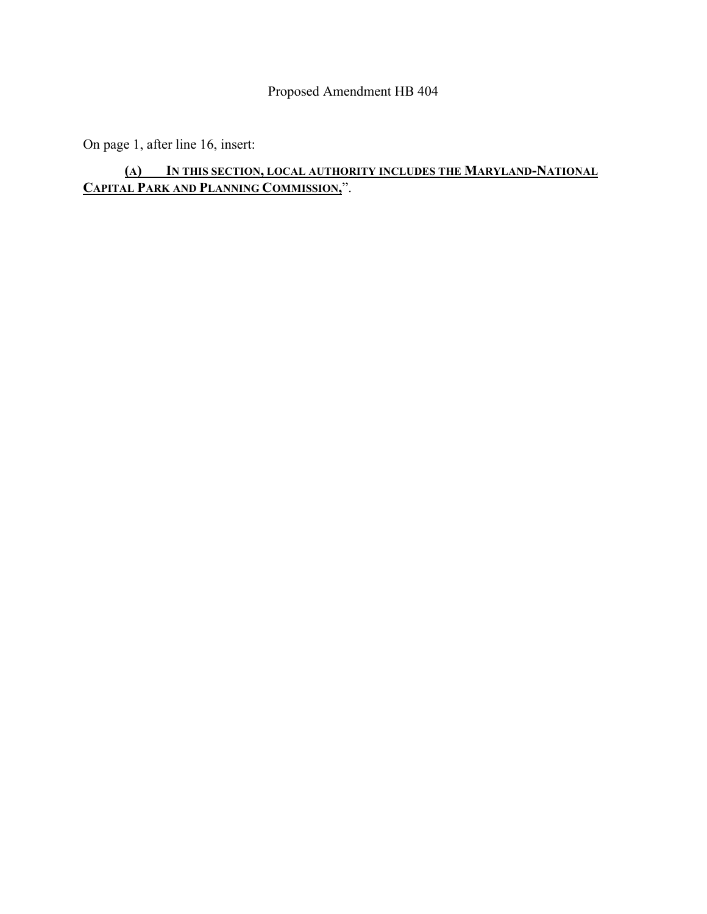Proposed Amendment HB 404

On page 1, after line 16, insert:

**<u>(A) IN THIS SECTION, LOCAL AUTHORITY INCLUDES THE MARYLAND-NATIONAL CAPITAL PARK AND PLANNING COMMISSION,</u>**".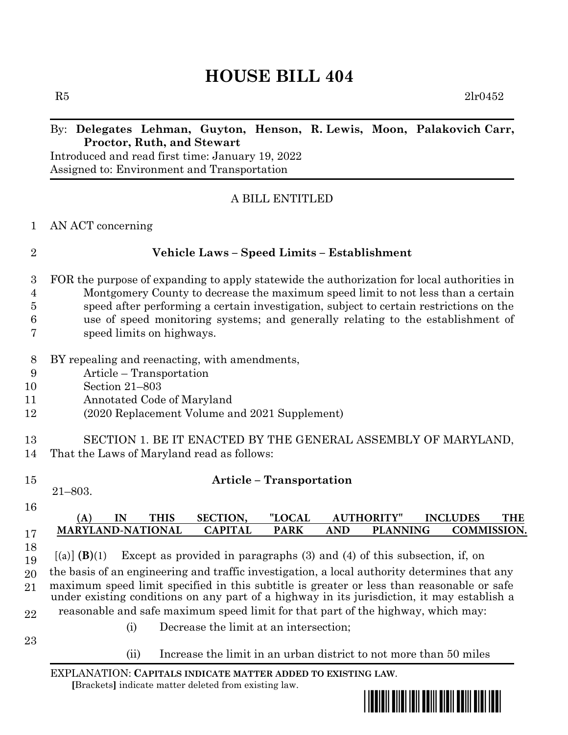# HOUSE BILL 404

R5 2lr0452

By: **Delegates Lehman, Guyton, Henson, R. Lewis, Moon, Palakovich Carr, Proctor, Ruth, and Stewart**

Introduced and read first time: January 19, 2022

Assigned to: Environment and Transportation

A BILL ENTITLED

1 AN ACT concerning

2 **Vehicle Laws – Speed Limits – Establishment**

3 FOR the purpose of expanding to apply statewide the authorization for local authorities in
4 Montgomery County to decrease the maximum speed limit to not less than a certain
5 speed after performing a certain investigation, subject to certain restrictions on the
6 use of speed monitoring systems; and generally relating to the establishment of
7 speed limits on highways.

8 BY repealing and reenacting, with amendments,
9 Article – Transportation
10 Section 21–803
11 Annotated Code of Maryland
12 (2020 Replacement Volume and 2021 Supplement)

13 SECTION 1. BE IT ENACTED BY THE GENERAL ASSEMBLY OF MARYLAND,
14 That the Laws of Maryland read as follows:

15 **Article – Transportation**

21–803.

16 **(A) IN THIS SECTION, "LOCAL AUTHORITY" INCLUDES THE**
17 **MARYLAND-NATIONAL CAPITAL PARK AND PLANNING COMMISSION.**

18 [(a)] **(B)**(1) Except as provided in paragraphs (3) and (4) of this subsection, if, on
19 the basis of an engineering and traffic investigation, a local authority determines that any
20 maximum speed limit specified in this subtitle is greater or less than reasonable or safe
21 under existing conditions on any part of a highway in its jurisdiction, it may establish a
22 reasonable and safe maximum speed limit for that part of the highway, which may:

(i) Decrease the limit at an intersection;

23 (ii) Increase the limit in an urban district to not more than 50 miles

EXPLANATION: **CAPITALS INDICATE MATTER ADDED TO EXISTING LAW**.
**[**Brackets**]** indicate matter deleted from existing law.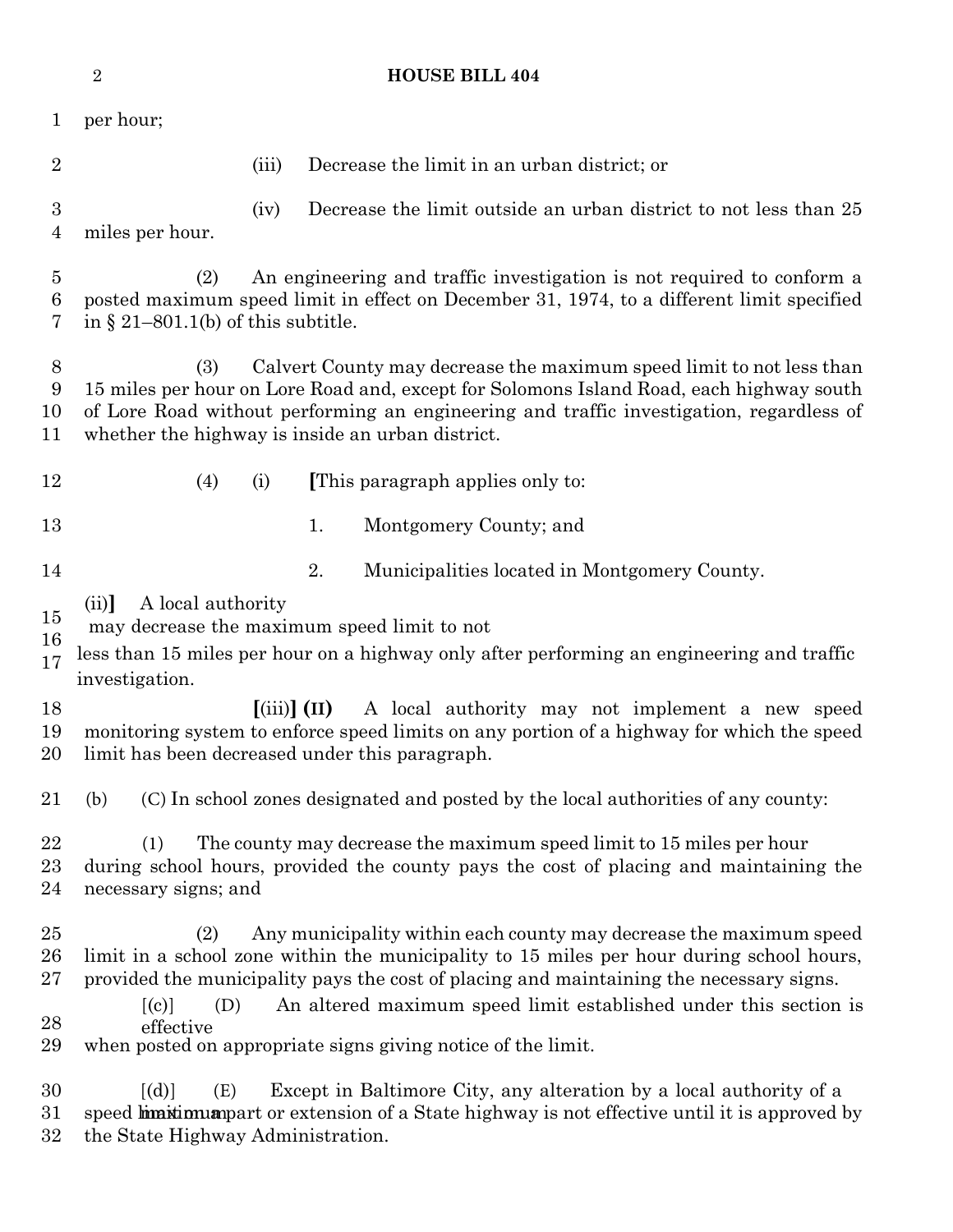per hour;

(iii) Decrease the limit in an urban district; or

(iv) Decrease the limit outside an urban district to not less than 25 miles per hour.

(2) An engineering and traffic investigation is not required to conform a posted maximum speed limit in effect on December 31, 1974, to a different limit specified in § 21–801.1(b) of this subtitle.

(3) Calvert County may decrease the maximum speed limit to not less than 15 miles per hour on Lore Road and, except for Solomons Island Road, each highway south of Lore Road without performing an engineering and traffic investigation, regardless of whether the highway is inside an urban district.

(4) (i) [This paragraph applies only to:

1. Montgomery County; and

2. Municipalities located in Montgomery County.

(ii)] A local authority may decrease the maximum speed limit to not less than 15 miles per hour on a highway only after performing an engineering and traffic investigation.

[(iii)] **(II)** A local authority may not implement a new speed monitoring system to enforce speed limits on any portion of a highway for which the speed limit has been decreased under this paragraph.

(b) (C) In school zones designated and posted by the local authorities of any county:

(1) The county may decrease the maximum speed limit to 15 miles per hour during school hours, provided the county pays the cost of placing and maintaining the necessary signs; and

(2) Any municipality within each county may decrease the maximum speed limit in a school zone within the municipality to 15 miles per hour during school hours, provided the municipality pays the cost of placing and maintaining the necessary signs.

[(c)] (D) An altered maximum speed limit established under this section is effective when posted on appropriate signs giving notice of the limit.

[(d)] (E) Except in Baltimore City, any alteration by a local authority of a maximum speed limit on a part or extension of a State highway is not effective until it is approved by the State Highway Administration.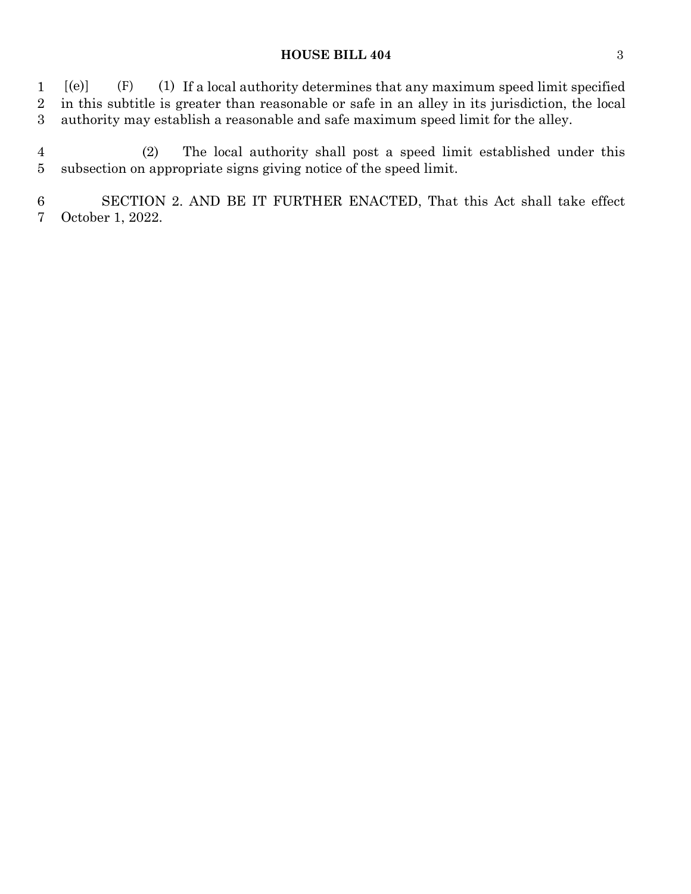[(e)] (F) (1) If a local authority determines that any maximum speed limit specified in this subtitle is greater than reasonable or safe in an alley in its jurisdiction, the local authority may establish a reasonable and safe maximum speed limit for the alley.

(2) The local authority shall post a speed limit established under this subsection on appropriate signs giving notice of the speed limit.

SECTION 2. AND BE IT FURTHER ENACTED, That this Act shall take effect October 1, 2022.